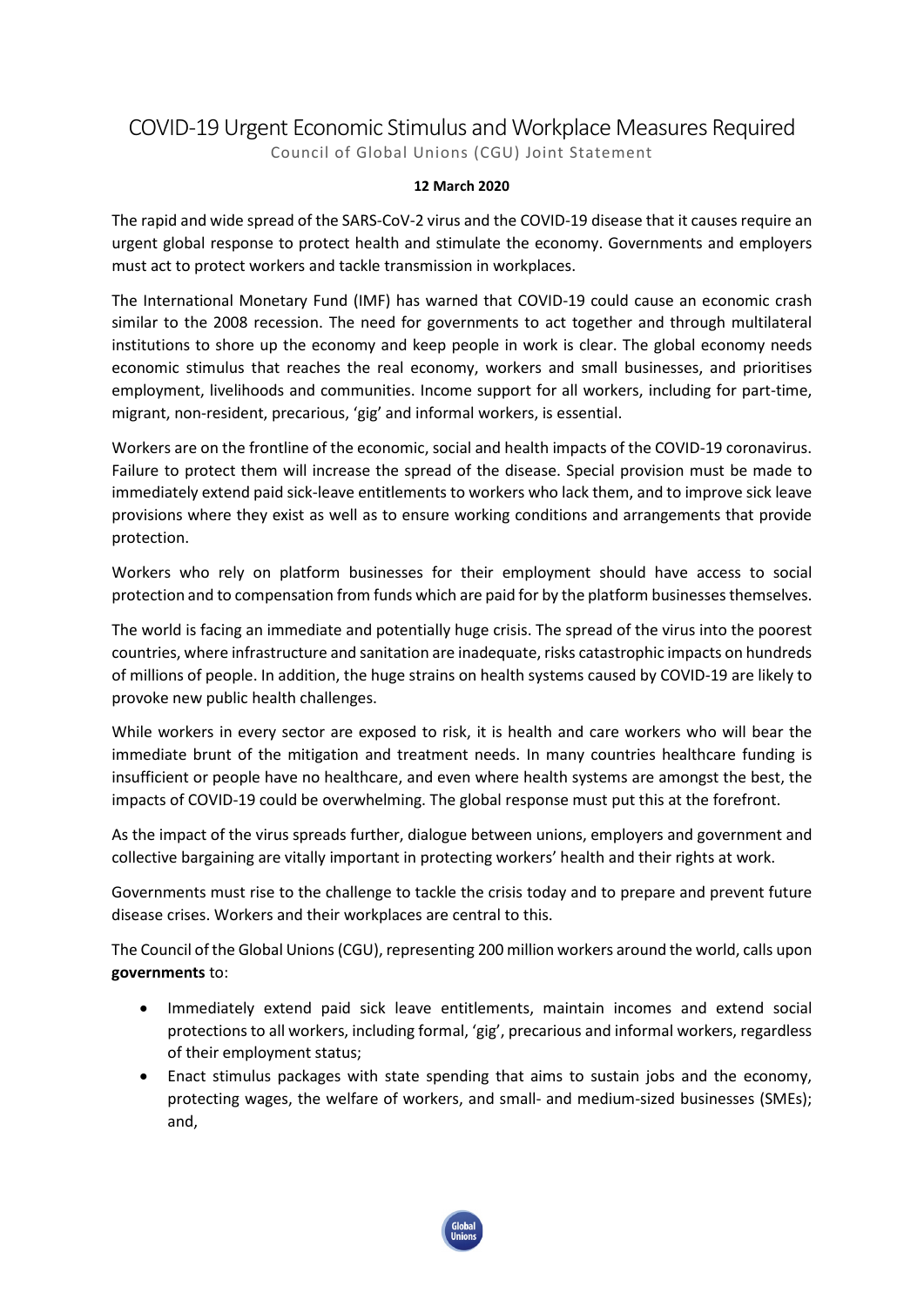# COVID-19 Urgent Economic Stimulus and Workplace Measures Required

Council of Global Unions (CGU) Joint Statement

**12 March 2020**

The rapid and wide spread of the SARS-CoV-2 virus and the COVID-19 disease that it causes require an urgent global response to protect health and stimulate the economy. Governments and employers must act to protect workers and tackle transmission in workplaces.

The International Monetary Fund (IMF) has warned that COVID-19 could cause an economic crash similar to the 2008 recession. The need for governments to act together and through multilateral institutions to shore up the economy and keep people in work is clear. The global economy needs economic stimulus that reaches the real economy, workers and small businesses, and prioritises employment, livelihoods and communities. Income support for all workers, including for part-time, migrant, non-resident, precarious, 'gig' and informal workers, is essential.

Workers are on the frontline of the economic, social and health impacts of the COVID-19 coronavirus. Failure to protect them will increase the spread of the disease. Special provision must be made to immediately extend paid sick-leave entitlements to workers who lack them, and to improve sick leave provisions where they exist as well as to ensure working conditions and arrangements that provide protection.

Workers who rely on platform businesses for their employment should have access to social protection and to compensation from funds which are paid for by the platform businesses themselves.

The world is facing an immediate and potentially huge crisis. The spread of the virus into the poorest countries, where infrastructure and sanitation are inadequate, risks catastrophic impacts on hundreds of millions of people. In addition, the huge strains on health systems caused by COVID-19 are likely to provoke new public health challenges.

While workers in every sector are exposed to risk, it is health and care workers who will bear the immediate brunt of the mitigation and treatment needs. In many countries healthcare funding is insufficient or people have no healthcare, and even where health systems are amongst the best, the impacts of COVID-19 could be overwhelming. The global response must put this at the forefront.

As the impact of the virus spreads further, dialogue between unions, employers and government and collective bargaining are vitally important in protecting workers' health and their rights at work.

Governments must rise to the challenge to tackle the crisis today and to prepare and prevent future disease crises. Workers and their workplaces are central to this.

The Council of the Global Unions (CGU), representing 200 million workers around the world, calls upon **governments** to:

- Immediately extend paid sick leave entitlements, maintain incomes and extend social protections to all workers, including formal, 'gig', precarious and informal workers, regardless of their employment status;
- Enact stimulus packages with state spending that aims to sustain jobs and the economy, protecting wages, the welfare of workers, and small- and medium-sized businesses (SMEs); and,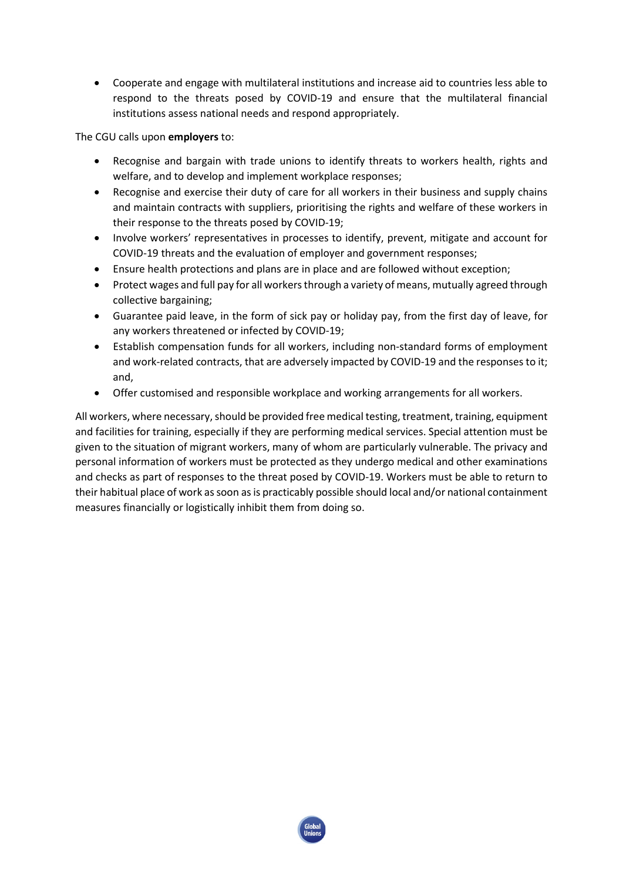- Cooperate and engage with multilateral institutions and increase aid to countries less able to respond to the threats posed by COVID-19 and ensure that the multilateral financial institutions assess national needs and respond appropriately.

The CGU calls upon **employers** to:

- Recognise and bargain with trade unions to identify threats to workers health, rights and welfare, and to develop and implement workplace responses;
- Recognise and exercise their duty of care for all workers in their business and supply chains and maintain contracts with suppliers, prioritising the rights and welfare of these workers in their response to the threats posed by COVID-19;
- Involve workers' representatives in processes to identify, prevent, mitigate and account for COVID-19 threats and the evaluation of employer and government responses;
- Ensure health protections and plans are in place and are followed without exception;
- Protect wages and full pay for all workers through a variety of means, mutually agreed through collective bargaining;
- Guarantee paid leave, in the form of sick pay or holiday pay, from the first day of leave, for any workers threatened or infected by COVID-19;
- Establish compensation funds for all workers, including non-standard forms of employment and work-related contracts, that are adversely impacted by COVID-19 and the responses to it; and,
- Offer customised and responsible workplace and working arrangements for all workers.

All workers, where necessary, should be provided free medical testing, treatment, training, equipment and facilities for training, especially if they are performing medical services. Special attention must be given to the situation of migrant workers, many of whom are particularly vulnerable. The privacy and personal information of workers must be protected as they undergo medical and other examinations and checks as part of responses to the threat posed by COVID-19. Workers must be able to return to their habitual place of work as soon as is practicably possible should local and/or national containment measures financially or logistically inhibit them from doing so.